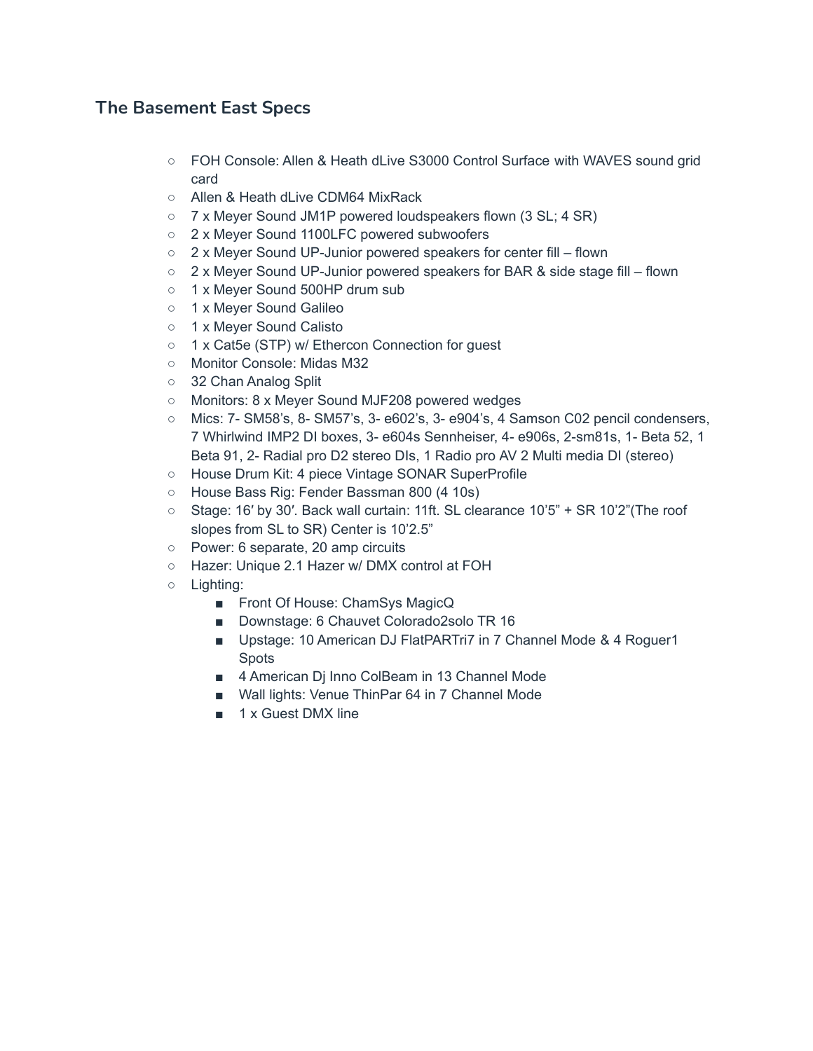## The Basement East Specs

- FOH Console: Allen & Heath dLive S3000 Control Surface with WAVES sound grid card
- Allen & Heath dLive CDM64 MixRack
- 7 x Meyer Sound JM1P powered loudspeakers flown (3 SL; 4 SR)
- 2 x Meyer Sound 1100LFC powered subwoofers
- 2 x Meyer Sound UP-Junior powered speakers for center fill – flown
- 2 x Meyer Sound UP-Junior powered speakers for BAR & side stage fill – flown
- 1 x Meyer Sound 500HP drum sub
- 1 x Meyer Sound Galileo
- 1 x Meyer Sound Calisto
- 1 x Cat5e (STP) w/ Ethercon Connection for guest
- Monitor Console: Midas M32
- 32 Chan Analog Split
- Monitors: 8 x Meyer Sound MJF208 powered wedges
- Mics: 7- SM58's, 8- SM57's, 3- e602's, 3- e904's, 4 Samson C02 pencil condensers, 7 Whirlwind IMP2 DI boxes, 3- e604s Sennheiser, 4- e906s, 2-sm81s, 1- Beta 52, 1 Beta 91, 2- Radial pro D2 stereo DIs, 1 Radio pro AV 2 Multi media DI (stereo)
- House Drum Kit: 4 piece Vintage SONAR SuperProfile
- House Bass Rig: Fender Bassman 800 (4 10s)
- Stage: 16′ by 30′. Back wall curtain: 11ft. SL clearance 10'5" + SR 10'2"(The roof slopes from SL to SR) Center is 10'2.5"
- Power: 6 separate, 20 amp circuits
- Hazer: Unique 2.1 Hazer w/ DMX control at FOH
- Lighting:
  - Front Of House: ChamSys MagicQ
  - Downstage: 6 Chauvet Colorado2solo TR 16
  - Upstage: 10 American DJ FlatPARTri7 in 7 Channel Mode & 4 Roguer1 Spots
  - 4 American Dj Inno ColBeam in 13 Channel Mode
  - Wall lights: Venue ThinPar 64 in 7 Channel Mode
  - 1 x Guest DMX line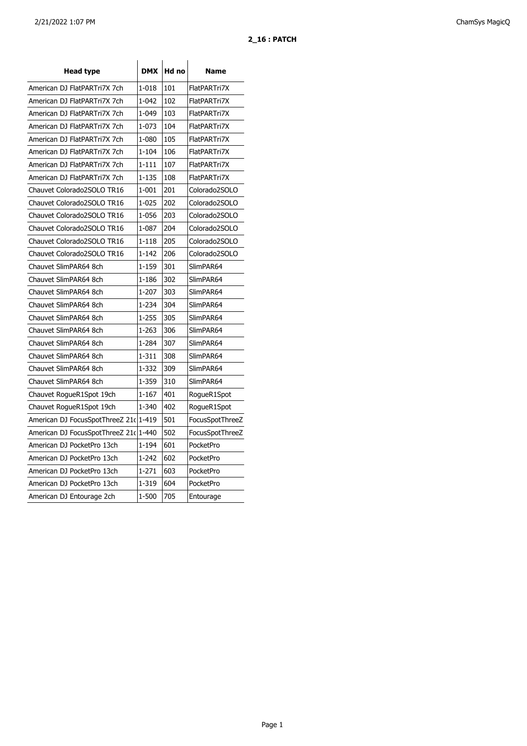**2_16 : PATCH**

| Head type | DMX | Hd no | Name |
|---|---|---|---|
| American DJ FlatPARTri7X 7ch | 1-018 | 101 | FlatPARTri7X |
| American DJ FlatPARTri7X 7ch | 1-042 | 102 | FlatPARTri7X |
| American DJ FlatPARTri7X 7ch | 1-049 | 103 | FlatPARTri7X |
| American DJ FlatPARTri7X 7ch | 1-073 | 104 | FlatPARTri7X |
| American DJ FlatPARTri7X 7ch | 1-080 | 105 | FlatPARTri7X |
| American DJ FlatPARTri7X 7ch | 1-104 | 106 | FlatPARTri7X |
| American DJ FlatPARTri7X 7ch | 1-111 | 107 | FlatPARTri7X |
| American DJ FlatPARTri7X 7ch | 1-135 | 108 | FlatPARTri7X |
| Chauvet Colorado2SOLO TR16 | 1-001 | 201 | Colorado2SOLO |
| Chauvet Colorado2SOLO TR16 | 1-025 | 202 | Colorado2SOLO |
| Chauvet Colorado2SOLO TR16 | 1-056 | 203 | Colorado2SOLO |
| Chauvet Colorado2SOLO TR16 | 1-087 | 204 | Colorado2SOLO |
| Chauvet Colorado2SOLO TR16 | 1-118 | 205 | Colorado2SOLO |
| Chauvet Colorado2SOLO TR16 | 1-142 | 206 | Colorado2SOLO |
| Chauvet SlimPAR64 8ch | 1-159 | 301 | SlimPAR64 |
| Chauvet SlimPAR64 8ch | 1-186 | 302 | SlimPAR64 |
| Chauvet SlimPAR64 8ch | 1-207 | 303 | SlimPAR64 |
| Chauvet SlimPAR64 8ch | 1-234 | 304 | SlimPAR64 |
| Chauvet SlimPAR64 8ch | 1-255 | 305 | SlimPAR64 |
| Chauvet SlimPAR64 8ch | 1-263 | 306 | SlimPAR64 |
| Chauvet SlimPAR64 8ch | 1-284 | 307 | SlimPAR64 |
| Chauvet SlimPAR64 8ch | 1-311 | 308 | SlimPAR64 |
| Chauvet SlimPAR64 8ch | 1-332 | 309 | SlimPAR64 |
| Chauvet SlimPAR64 8ch | 1-359 | 310 | SlimPAR64 |
| Chauvet RogueR1Spot 19ch | 1-167 | 401 | RogueR1Spot |
| Chauvet RogueR1Spot 19ch | 1-340 | 402 | RogueR1Spot |
| American DJ FocusSpotThreeZ 21( | 1-419 | 501 | FocusSpotThreeZ |
| American DJ FocusSpotThreeZ 21( | 1-440 | 502 | FocusSpotThreeZ |
| American DJ PocketPro 13ch | 1-194 | 601 | PocketPro |
| American DJ PocketPro 13ch | 1-242 | 602 | PocketPro |
| American DJ PocketPro 13ch | 1-271 | 603 | PocketPro |
| American DJ PocketPro 13ch | 1-319 | 604 | PocketPro |
| American DJ Entourage 2ch | 1-500 | 705 | Entourage |